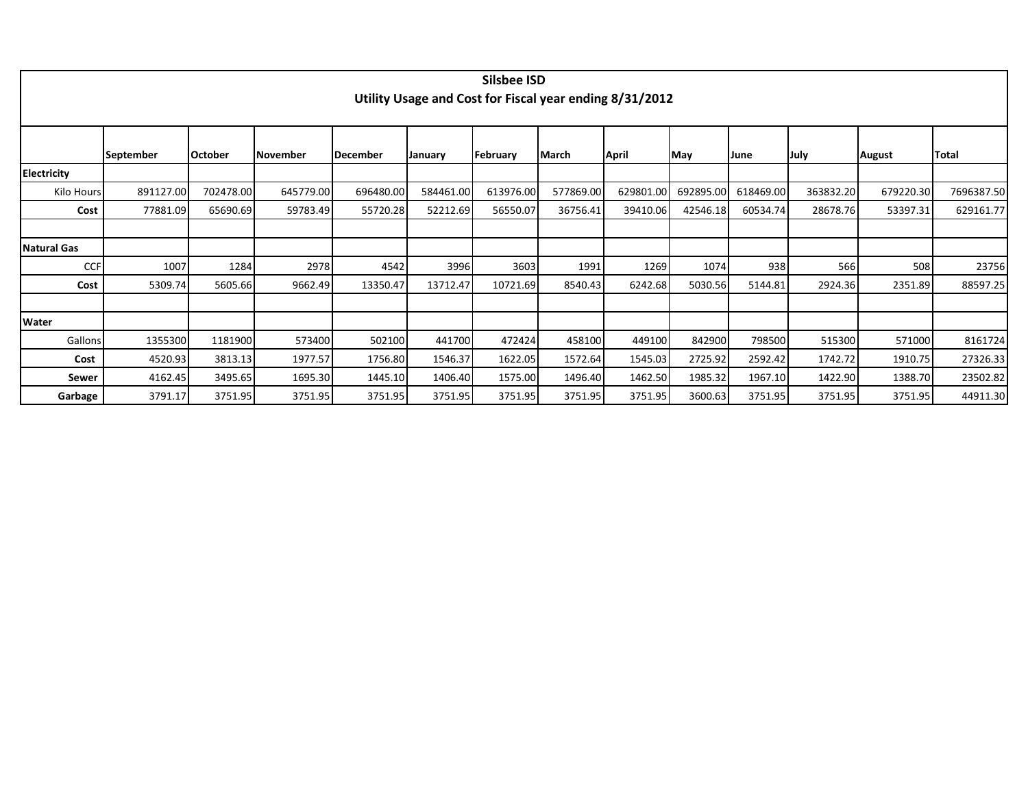# Silsbee ISD

## Utility Usage and Cost for Fiscal year ending 8/31/2012

| | September | October | November | December | January | February | March | April | May | June | July | August | Total |
|---|---|---|---|---|---|---|---|---|---|---|---|---|---|
| **Electricity** | | | | | | | | | | | | | |
| Kilo Hours | 891127.00 | 702478.00 | 645779.00 | 696480.00 | 584461.00 | 613976.00 | 577869.00 | 629801.00 | 692895.00 | 618469.00 | 363832.20 | 679220.30 | 7696387.50 |
| **Cost** | 77881.09 | 65690.69 | 59783.49 | 55720.28 | 52212.69 | 56550.07 | 36756.41 | 39410.06 | 42546.18 | 60534.74 | 28678.76 | 53397.31 | 629161.77 |
| | | | | | | | | | | | | | |
| **Natural Gas** | | | | | | | | | | | | | |
| CCF | 1007 | 1284 | 2978 | 4542 | 3996 | 3603 | 1991 | 1269 | 1074 | 938 | 566 | 508 | 23756 |
| **Cost** | 5309.74 | 5605.66 | 9662.49 | 13350.47 | 13712.47 | 10721.69 | 8540.43 | 6242.68 | 5030.56 | 5144.81 | 2924.36 | 2351.89 | 88597.25 |
| | | | | | | | | | | | | | |
| **Water** | | | | | | | | | | | | | |
| Gallons | 1355300 | 1181900 | 573400 | 502100 | 441700 | 472424 | 458100 | 449100 | 842900 | 798500 | 515300 | 571000 | 8161724 |
| **Cost** | 4520.93 | 3813.13 | 1977.57 | 1756.80 | 1546.37 | 1622.05 | 1572.64 | 1545.03 | 2725.92 | 2592.42 | 1742.72 | 1910.75 | 27326.33 |
| **Sewer** | 4162.45 | 3495.65 | 1695.30 | 1445.10 | 1406.40 | 1575.00 | 1496.40 | 1462.50 | 1985.32 | 1967.10 | 1422.90 | 1388.70 | 23502.82 |
| **Garbage** | 3791.17 | 3751.95 | 3751.95 | 3751.95 | 3751.95 | 3751.95 | 3751.95 | 3751.95 | 3600.63 | 3751.95 | 3751.95 | 3751.95 | 44911.30 |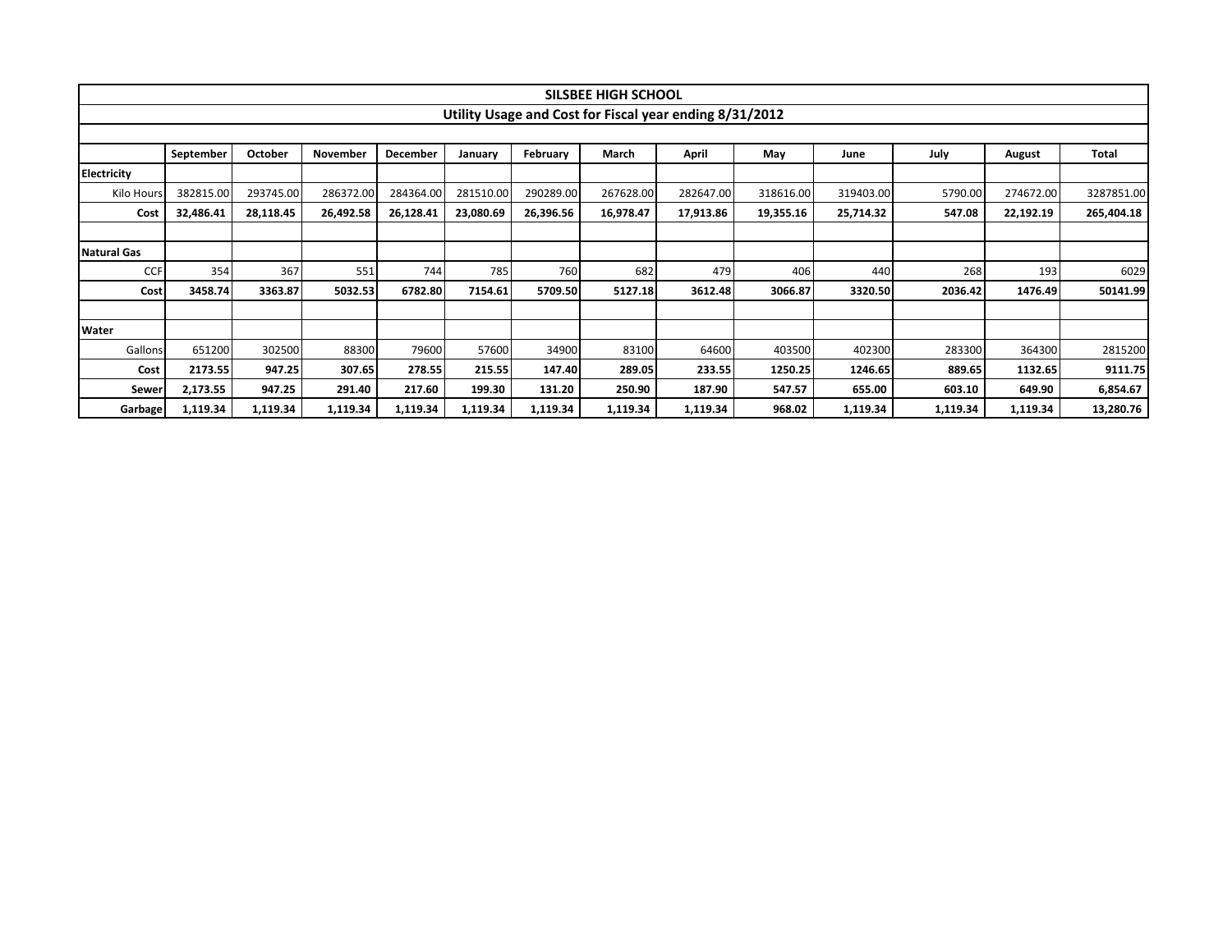| SILSBEE HIGH SCHOOL | | | | | | | | | | | | | |
|---|---|---|---|---|---|---|---|---|---|---|---|---|---|
| Utility Usage and Cost for Fiscal year ending 8/31/2012 | | | | | | | | | | | | | |
| | | | | | | | | | | | | | |
| | **September** | **October** | **November** | **December** | **January** | **February** | **March** | **April** | **May** | **June** | **July** | **August** | **Total** |
| **Electricity** | | | | | | | | | | | | | |
| Kilo Hours | 382815.00 | 293745.00 | 286372.00 | 284364.00 | 281510.00 | 290289.00 | 267628.00 | 282647.00 | 318616.00 | 319403.00 | 5790.00 | 274672.00 | 3287851.00 |
| **Cost** | **32,486.41** | **28,118.45** | **26,492.58** | **26,128.41** | **23,080.69** | **26,396.56** | **16,978.47** | **17,913.86** | **19,355.16** | **25,714.32** | **547.08** | **22,192.19** | **265,404.18** |
| | | | | | | | | | | | | | |
| **Natural Gas** | | | | | | | | | | | | | |
| CCF | 354 | 367 | 551 | 744 | 785 | 760 | 682 | 479 | 406 | 440 | 268 | 193 | 6029 |
| **Cost** | **3458.74** | **3363.87** | **5032.53** | **6782.80** | **7154.61** | **5709.50** | **5127.18** | **3612.48** | **3066.87** | **3320.50** | **2036.42** | **1476.49** | **50141.99** |
| | | | | | | | | | | | | | |
| **Water** | | | | | | | | | | | | | |
| Gallons | 651200 | 302500 | 88300 | 79600 | 57600 | 34900 | 83100 | 64600 | 403500 | 402300 | 283300 | 364300 | 2815200 |
| **Cost** | **2173.55** | **947.25** | **307.65** | **278.55** | **215.55** | **147.40** | **289.05** | **233.55** | **1250.25** | **1246.65** | **889.65** | **1132.65** | **9111.75** |
| **Sewer** | **2,173.55** | **947.25** | **291.40** | **217.60** | **199.30** | **131.20** | **250.90** | **187.90** | **547.57** | **655.00** | **603.10** | **649.90** | **6,854.67** |
| **Garbage** | **1,119.34** | **1,119.34** | **1,119.34** | **1,119.34** | **1,119.34** | **1,119.34** | **1,119.34** | **1,119.34** | **968.02** | **1,119.34** | **1,119.34** | **1,119.34** | **13,280.76** |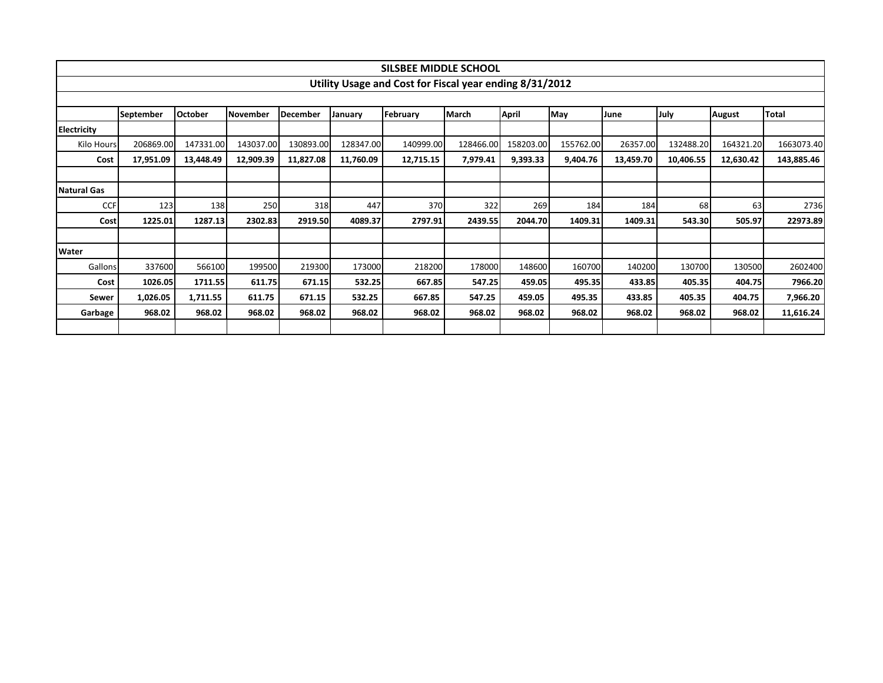| SILSBEE MIDDLE SCHOOL | | | | | | | | | | | | | |
|---|---|---|---|---|---|---|---|---|---|---|---|---|---|
| Utility Usage and Cost for Fiscal year ending 8/31/2012 | | | | | | | | | | | | | |
| | | | | | | | | | | | | | |
| | **September** | **October** | **November** | **December** | **January** | **February** | **March** | **April** | **May** | **June** | **July** | **August** | **Total** |
| **Electricity** | | | | | | | | | | | | | |
| Kilo Hours | 206869.00 | 147331.00 | 143037.00 | 130893.00 | 128347.00 | 140999.00 | 128466.00 | 158203.00 | 155762.00 | 26357.00 | 132488.20 | 164321.20 | 1663073.40 |
| **Cost** | **17,951.09** | **13,448.49** | **12,909.39** | **11,827.08** | **11,760.09** | **12,715.15** | **7,979.41** | **9,393.33** | **9,404.76** | **13,459.70** | **10,406.55** | **12,630.42** | **143,885.46** |
| | | | | | | | | | | | | | |
| **Natural Gas** | | | | | | | | | | | | | |
| CCF | 123 | 138 | 250 | 318 | 447 | 370 | 322 | 269 | 184 | 184 | 68 | 63 | 2736 |
| **Cost** | **1225.01** | **1287.13** | **2302.83** | **2919.50** | **4089.37** | **2797.91** | **2439.55** | **2044.70** | **1409.31** | **1409.31** | **543.30** | **505.97** | **22973.89** |
| | | | | | | | | | | | | | |
| **Water** | | | | | | | | | | | | | |
| Gallons | 337600 | 566100 | 199500 | 219300 | 173000 | 218200 | 178000 | 148600 | 160700 | 140200 | 130700 | 130500 | 2602400 |
| **Cost** | **1026.05** | **1711.55** | **611.75** | **671.15** | **532.25** | **667.85** | **547.25** | **459.05** | **495.35** | **433.85** | **405.35** | **404.75** | **7966.20** |
| **Sewer** | **1,026.05** | **1,711.55** | **611.75** | **671.15** | **532.25** | **667.85** | **547.25** | **459.05** | **495.35** | **433.85** | **405.35** | **404.75** | **7,966.20** |
| **Garbage** | **968.02** | **968.02** | **968.02** | **968.02** | **968.02** | **968.02** | **968.02** | **968.02** | **968.02** | **968.02** | **968.02** | **968.02** | **11,616.24** |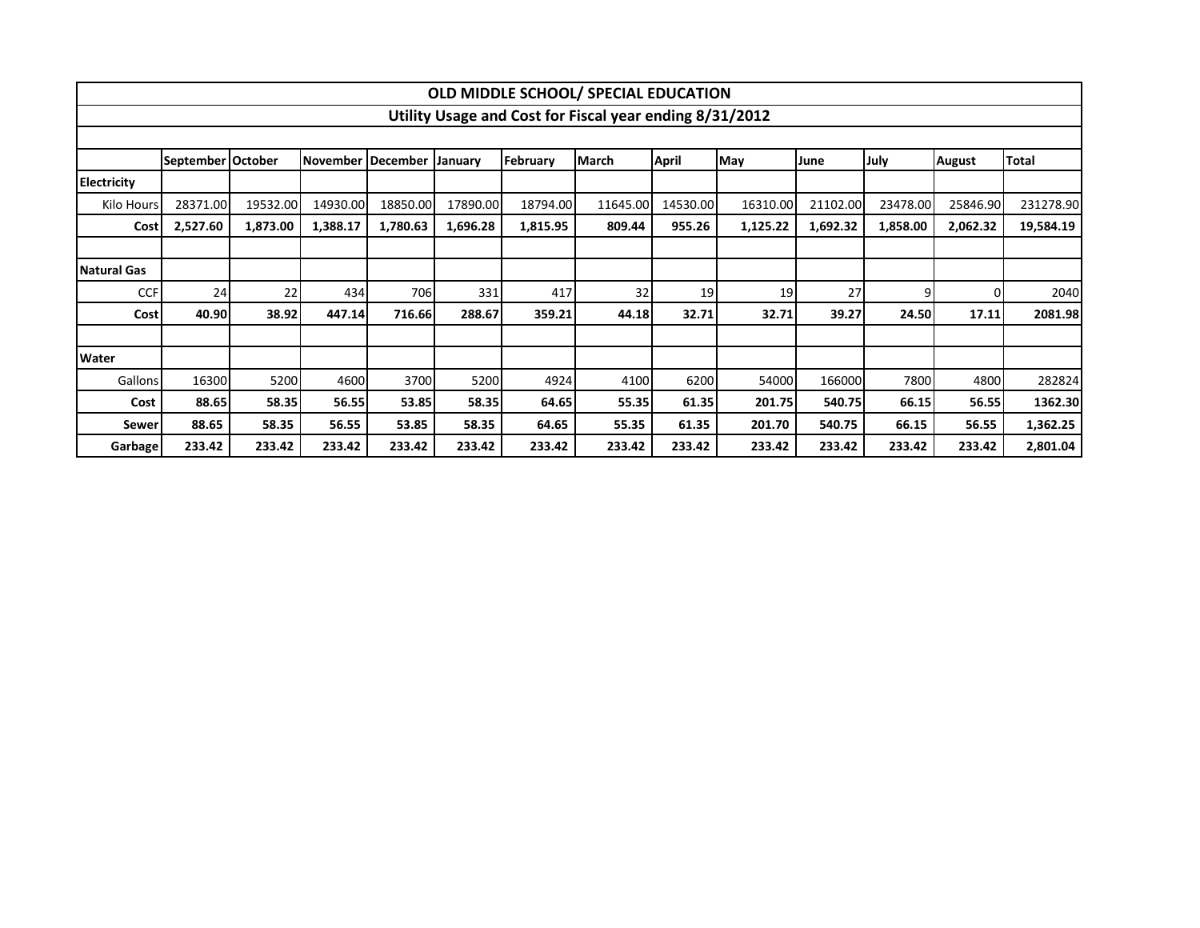| OLD MIDDLE SCHOOL/ SPECIAL EDUCATION | | | | | | | | | | | | | |
|---|---|---|---|---|---|---|---|---|---|---|---|---|---|
| Utility Usage and Cost for Fiscal year ending 8/31/2012 | | | | | | | | | | | | | |
| | | | | | | | | | | | | | |
| | September | October | November | December | January | February | March | April | May | June | July | August | Total |
| **Electricity** | | | | | | | | | | | | | |
| Kilo Hours | 28371.00 | 19532.00 | 14930.00 | 18850.00 | 17890.00 | 18794.00 | 11645.00 | 14530.00 | 16310.00 | 21102.00 | 23478.00 | 25846.90 | 231278.90 |
| **Cost** | **2,527.60** | **1,873.00** | **1,388.17** | **1,780.63** | **1,696.28** | **1,815.95** | **809.44** | **955.26** | **1,125.22** | **1,692.32** | **1,858.00** | **2,062.32** | **19,584.19** |
| | | | | | | | | | | | | | |
| **Natural Gas** | | | | | | | | | | | | | |
| CCF | 24 | 22 | 434 | 706 | 331 | 417 | 32 | 19 | 19 | 27 | 9 | 0 | 2040 |
| **Cost** | **40.90** | **38.92** | **447.14** | **716.66** | **288.67** | **359.21** | **44.18** | **32.71** | **32.71** | **39.27** | **24.50** | **17.11** | **2081.98** |
| | | | | | | | | | | | | | |
| **Water** | | | | | | | | | | | | | |
| Gallons | 16300 | 5200 | 4600 | 3700 | 5200 | 4924 | 4100 | 6200 | 54000 | 166000 | 7800 | 4800 | 282824 |
| **Cost** | **88.65** | **58.35** | **56.55** | **53.85** | **58.35** | **64.65** | **55.35** | **61.35** | **201.75** | **540.75** | **66.15** | **56.55** | **1362.30** |
| **Sewer** | **88.65** | **58.35** | **56.55** | **53.85** | **58.35** | **64.65** | **55.35** | **61.35** | **201.70** | **540.75** | **66.15** | **56.55** | **1,362.25** |
| **Garbage** | **233.42** | **233.42** | **233.42** | **233.42** | **233.42** | **233.42** | **233.42** | **233.42** | **233.42** | **233.42** | **233.42** | **233.42** | **2,801.04** |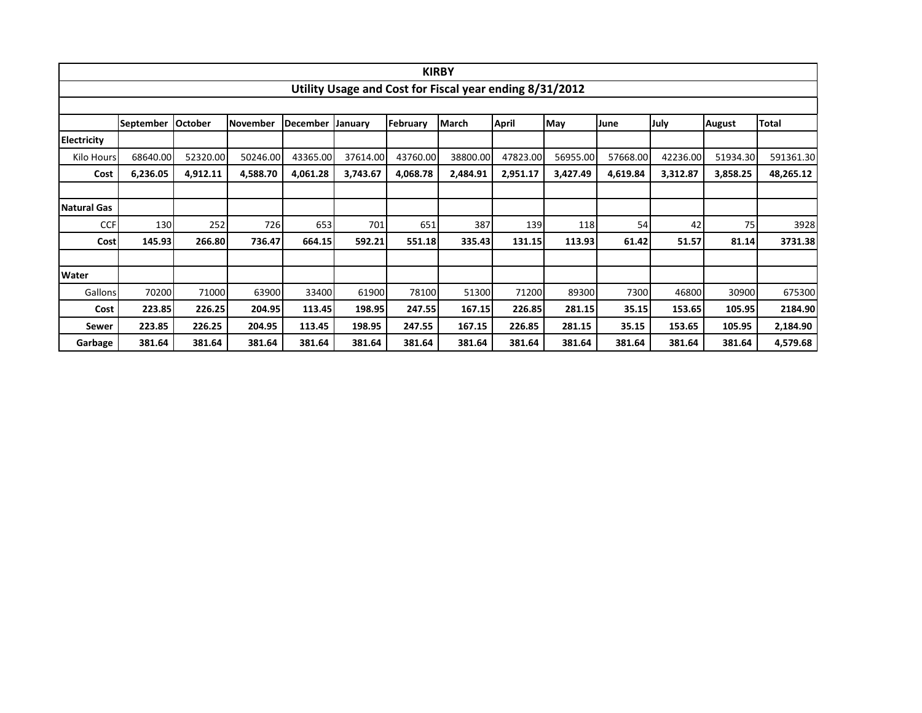| KIRBY | | | | | | | | | | | | | |
|---|---|---|---|---|---|---|---|---|---|---|---|---|---|
| **Utility Usage and Cost for Fiscal year ending 8/31/2012** | | | | | | | | | | | | | |
| | | | | | | | | | | | | | |
| | **September** | **October** | **November** | **December** | **January** | **February** | **March** | **April** | **May** | **June** | **July** | **August** | **Total** |
| **Electricity** | | | | | | | | | | | | | |
| Kilo Hours | 68640.00 | 52320.00 | 50246.00 | 43365.00 | 37614.00 | 43760.00 | 38800.00 | 47823.00 | 56955.00 | 57668.00 | 42236.00 | 51934.30 | 591361.30 |
| **Cost** | **6,236.05** | **4,912.11** | **4,588.70** | **4,061.28** | **3,743.67** | **4,068.78** | **2,484.91** | **2,951.17** | **3,427.49** | **4,619.84** | **3,312.87** | **3,858.25** | **48,265.12** |
| | | | | | | | | | | | | | |
| **Natural Gas** | | | | | | | | | | | | | |
| CCF | 130 | 252 | 726 | 653 | 701 | 651 | 387 | 139 | 118 | 54 | 42 | 75 | 3928 |
| **Cost** | **145.93** | **266.80** | **736.47** | **664.15** | **592.21** | **551.18** | **335.43** | **131.15** | **113.93** | **61.42** | **51.57** | **81.14** | **3731.38** |
| | | | | | | | | | | | | | |
| **Water** | | | | | | | | | | | | | |
| Gallons | 70200 | 71000 | 63900 | 33400 | 61900 | 78100 | 51300 | 71200 | 89300 | 7300 | 46800 | 30900 | 675300 |
| **Cost** | **223.85** | **226.25** | **204.95** | **113.45** | **198.95** | **247.55** | **167.15** | **226.85** | **281.15** | **35.15** | **153.65** | **105.95** | **2184.90** |
| **Sewer** | **223.85** | **226.25** | **204.95** | **113.45** | **198.95** | **247.55** | **167.15** | **226.85** | **281.15** | **35.15** | **153.65** | **105.95** | **2,184.90** |
| **Garbage** | **381.64** | **381.64** | **381.64** | **381.64** | **381.64** | **381.64** | **381.64** | **381.64** | **381.64** | **381.64** | **381.64** | **381.64** | **4,579.68** |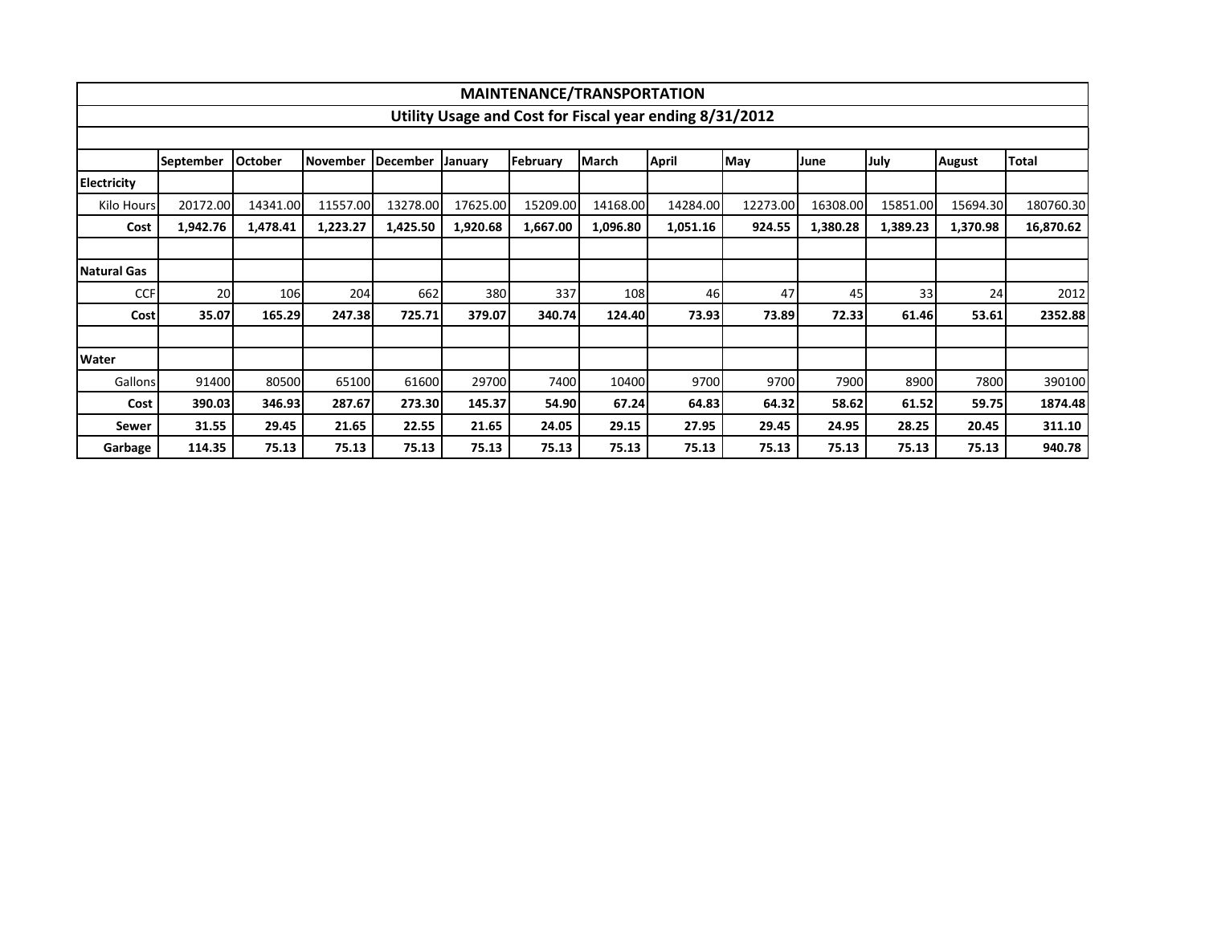| MAINTENANCE/TRANSPORTATION | | | | | | | | | | | | | |
|---|---|---|---|---|---|---|---|---|---|---|---|---|---|
| Utility Usage and Cost for Fiscal year ending 8/31/2012 | | | | | | | | | | | | | |
| | September | October | November | December | January | February | March | April | May | June | July | August | Total |
| **Electricity** | | | | | | | | | | | | | |
| Kilo Hours | 20172.00 | 14341.00 | 11557.00 | 13278.00 | 17625.00 | 15209.00 | 14168.00 | 14284.00 | 12273.00 | 16308.00 | 15851.00 | 15694.30 | 180760.30 |
| **Cost** | **1,942.76** | **1,478.41** | **1,223.27** | **1,425.50** | **1,920.68** | **1,667.00** | **1,096.80** | **1,051.16** | **924.55** | **1,380.28** | **1,389.23** | **1,370.98** | **16,870.62** |
| | | | | | | | | | | | | | |
| **Natural Gas** | | | | | | | | | | | | | |
| CCF | 20 | 106 | 204 | 662 | 380 | 337 | 108 | 46 | 47 | 45 | 33 | 24 | 2012 |
| **Cost** | **35.07** | **165.29** | **247.38** | **725.71** | **379.07** | **340.74** | **124.40** | **73.93** | **73.89** | **72.33** | **61.46** | **53.61** | **2352.88** |
| | | | | | | | | | | | | | |
| **Water** | | | | | | | | | | | | | |
| Gallons | 91400 | 80500 | 65100 | 61600 | 29700 | 7400 | 10400 | 9700 | 9700 | 7900 | 8900 | 7800 | 390100 |
| **Cost** | **390.03** | **346.93** | **287.67** | **273.30** | **145.37** | **54.90** | **67.24** | **64.83** | **64.32** | **58.62** | **61.52** | **59.75** | **1874.48** |
| **Sewer** | **31.55** | **29.45** | **21.65** | **22.55** | **21.65** | **24.05** | **29.15** | **27.95** | **29.45** | **24.95** | **28.25** | **20.45** | **311.10** |
| **Garbage** | **114.35** | **75.13** | **75.13** | **75.13** | **75.13** | **75.13** | **75.13** | **75.13** | **75.13** | **75.13** | **75.13** | **75.13** | **940.78** |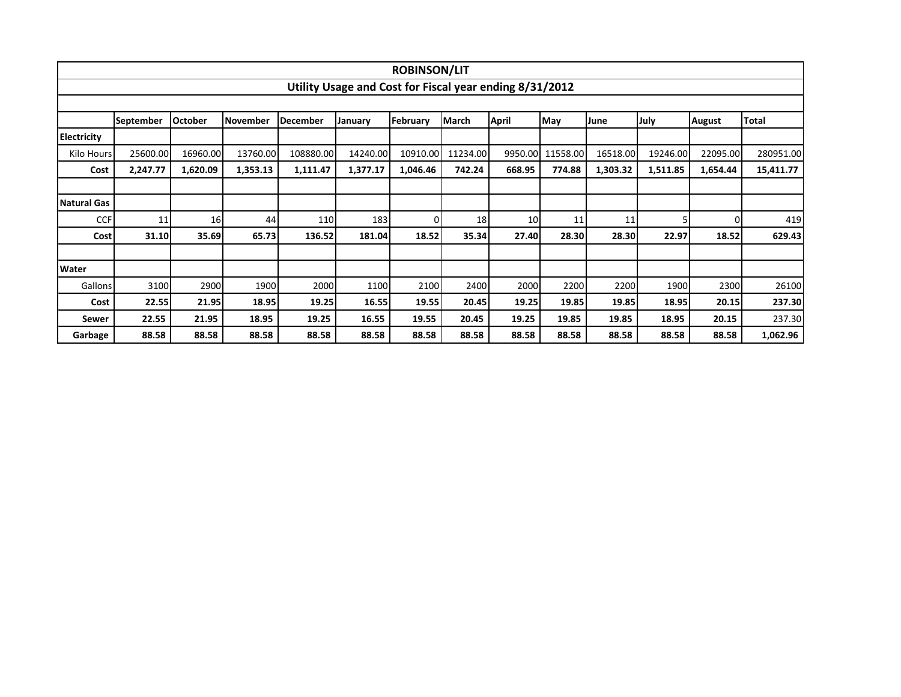| ROBINSON/LIT | | | | | | | | | | | | | |
|---|---|---|---|---|---|---|---|---|---|---|---|---|---|
| Utility Usage and Cost for Fiscal year ending 8/31/2012 | | | | | | | | | | | | | |
| | September | October | November | December | January | February | March | April | May | June | July | August | Total |
| **Electricity** | | | | | | | | | | | | | |
| Kilo Hours | 25600.00 | 16960.00 | 13760.00 | 108880.00 | 14240.00 | 10910.00 | 11234.00 | 9950.00 | 11558.00 | 16518.00 | 19246.00 | 22095.00 | 280951.00 |
| **Cost** | **2,247.77** | **1,620.09** | **1,353.13** | **1,111.47** | **1,377.17** | **1,046.46** | **742.24** | **668.95** | **774.88** | **1,303.32** | **1,511.85** | **1,654.44** | **15,411.77** |
| | | | | | | | | | | | | | |
| **Natural Gas** | | | | | | | | | | | | | |
| CCF | 11 | 16 | 44 | 110 | 183 | 0 | 18 | 10 | 11 | 11 | 5 | 0 | 419 |
| **Cost** | **31.10** | **35.69** | **65.73** | **136.52** | **181.04** | **18.52** | **35.34** | **27.40** | **28.30** | **28.30** | **22.97** | **18.52** | **629.43** |
| | | | | | | | | | | | | | |
| **Water** | | | | | | | | | | | | | |
| Gallons | 3100 | 2900 | 1900 | 2000 | 1100 | 2100 | 2400 | 2000 | 2200 | 2200 | 1900 | 2300 | 26100 |
| **Cost** | **22.55** | **21.95** | **18.95** | **19.25** | **16.55** | **19.55** | **20.45** | **19.25** | **19.85** | **19.85** | **18.95** | **20.15** | **237.30** |
| **Sewer** | **22.55** | **21.95** | **18.95** | **19.25** | **16.55** | **19.55** | **20.45** | **19.25** | **19.85** | **19.85** | **18.95** | **20.15** | 237.30 |
| **Garbage** | **88.58** | **88.58** | **88.58** | **88.58** | **88.58** | **88.58** | **88.58** | **88.58** | **88.58** | **88.58** | **88.58** | **88.58** | **1,062.96** |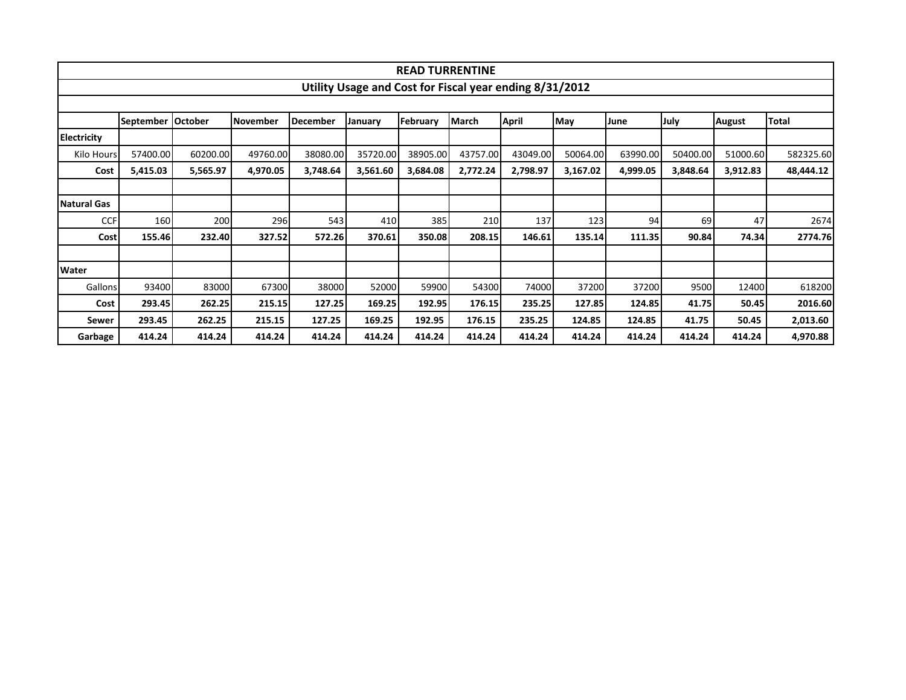| READ TURRENTINE | | | | | | | | | | | | | |
|---|---|---|---|---|---|---|---|---|---|---|---|---|---|
| Utility Usage and Cost for Fiscal year ending 8/31/2012 | | | | | | | | | | | | | |
| | | | | | | | | | | | | | |
| | September | October | November | December | January | February | March | April | May | June | July | August | Total |
| **Electricity** | | | | | | | | | | | | | |
| Kilo Hours | 57400.00 | 60200.00 | 49760.00 | 38080.00 | 35720.00 | 38905.00 | 43757.00 | 43049.00 | 50064.00 | 63990.00 | 50400.00 | 51000.60 | 582325.60 |
| **Cost** | **5,415.03** | **5,565.97** | **4,970.05** | **3,748.64** | **3,561.60** | **3,684.08** | **2,772.24** | **2,798.97** | **3,167.02** | **4,999.05** | **3,848.64** | **3,912.83** | **48,444.12** |
| | | | | | | | | | | | | | |
| **Natural Gas** | | | | | | | | | | | | | |
| CCF | 160 | 200 | 296 | 543 | 410 | 385 | 210 | 137 | 123 | 94 | 69 | 47 | 2674 |
| **Cost** | **155.46** | **232.40** | **327.52** | **572.26** | **370.61** | **350.08** | **208.15** | **146.61** | **135.14** | **111.35** | **90.84** | **74.34** | **2774.76** |
| | | | | | | | | | | | | | |
| **Water** | | | | | | | | | | | | | |
| Gallons | 93400 | 83000 | 67300 | 38000 | 52000 | 59900 | 54300 | 74000 | 37200 | 37200 | 9500 | 12400 | 618200 |
| **Cost** | **293.45** | **262.25** | **215.15** | **127.25** | **169.25** | **192.95** | **176.15** | **235.25** | **127.85** | **124.85** | **41.75** | **50.45** | **2016.60** |
| **Sewer** | **293.45** | **262.25** | **215.15** | **127.25** | **169.25** | **192.95** | **176.15** | **235.25** | **124.85** | **124.85** | **41.75** | **50.45** | **2,013.60** |
| **Garbage** | **414.24** | **414.24** | **414.24** | **414.24** | **414.24** | **414.24** | **414.24** | **414.24** | **414.24** | **414.24** | **414.24** | **414.24** | **4,970.88** |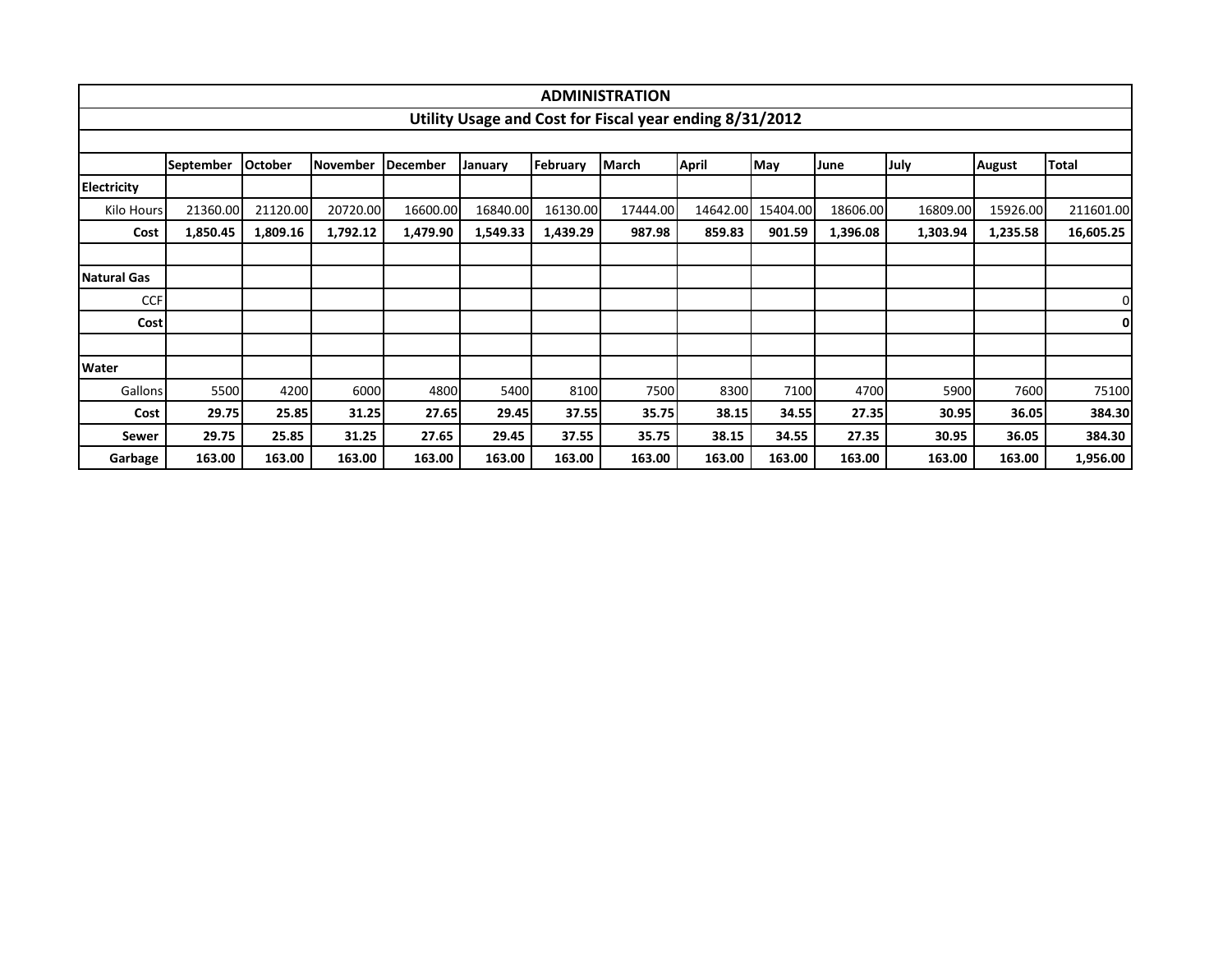| ADMINISTRATION | | | | | | | | | | | | | |
|---|---|---|---|---|---|---|---|---|---|---|---|---|---|
| **Utility Usage and Cost for Fiscal year ending 8/31/2012** | | | | | | | | | | | | | |
| | | | | | | | | | | | | | |
| | **September** | **October** | **November** | **December** | **January** | **February** | **March** | **April** | **May** | **June** | **July** | **August** | **Total** |
| **Electricity** | | | | | | | | | | | | | |
| Kilo Hours | 21360.00 | 21120.00 | 20720.00 | 16600.00 | 16840.00 | 16130.00 | 17444.00 | 14642.00 | 15404.00 | 18606.00 | 16809.00 | 15926.00 | 211601.00 |
| **Cost** | **1,850.45** | **1,809.16** | **1,792.12** | **1,479.90** | **1,549.33** | **1,439.29** | **987.98** | **859.83** | **901.59** | **1,396.08** | **1,303.94** | **1,235.58** | **16,605.25** |
| | | | | | | | | | | | | | |
| **Natural Gas** | | | | | | | | | | | | | |
| CCF | | | | | | | | | | | | | 0 |
| **Cost** | | | | | | | | | | | | | **0** |
| | | | | | | | | | | | | | |
| **Water** | | | | | | | | | | | | | |
| Gallons | 5500 | 4200 | 6000 | 4800 | 5400 | 8100 | 7500 | 8300 | 7100 | 4700 | 5900 | 7600 | 75100 |
| **Cost** | **29.75** | **25.85** | **31.25** | **27.65** | **29.45** | **37.55** | **35.75** | **38.15** | **34.55** | **27.35** | **30.95** | **36.05** | **384.30** |
| **Sewer** | **29.75** | **25.85** | **31.25** | **27.65** | **29.45** | **37.55** | **35.75** | **38.15** | **34.55** | **27.35** | **30.95** | **36.05** | **384.30** |
| **Garbage** | **163.00** | **163.00** | **163.00** | **163.00** | **163.00** | **163.00** | **163.00** | **163.00** | **163.00** | **163.00** | **163.00** | **163.00** | **1,956.00** |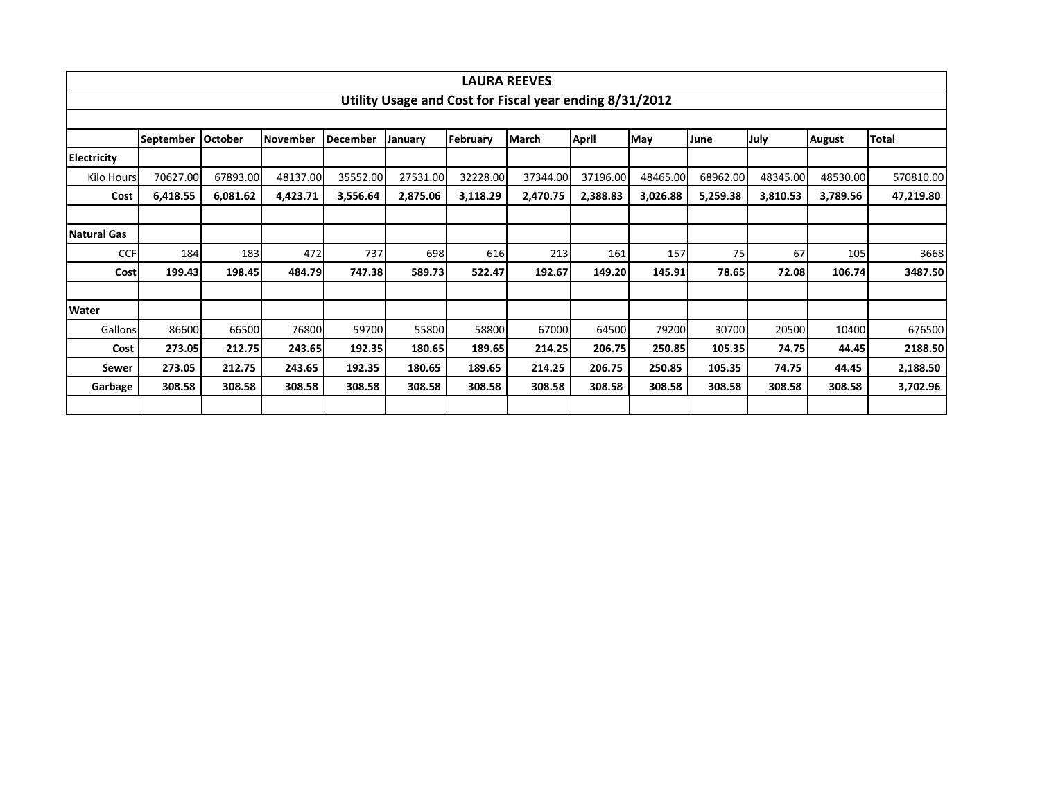| LAURA REEVES | | | | | | | | | | | | | |
|---|---|---|---|---|---|---|---|---|---|---|---|---|---|
| Utility Usage and Cost for Fiscal year ending 8/31/2012 | | | | | | | | | | | | | |
| | September | October | November | December | January | February | March | April | May | June | July | August | Total |
| **Electricity** | | | | | | | | | | | | | |
| Kilo Hours | 70627.00 | 67893.00 | 48137.00 | 35552.00 | 27531.00 | 32228.00 | 37344.00 | 37196.00 | 48465.00 | 68962.00 | 48345.00 | 48530.00 | 570810.00 |
| **Cost** | **6,418.55** | **6,081.62** | **4,423.71** | **3,556.64** | **2,875.06** | **3,118.29** | **2,470.75** | **2,388.83** | **3,026.88** | **5,259.38** | **3,810.53** | **3,789.56** | **47,219.80** |
| | | | | | | | | | | | | | |
| **Natural Gas** | | | | | | | | | | | | | |
| CCF | 184 | 183 | 472 | 737 | 698 | 616 | 213 | 161 | 157 | 75 | 67 | 105 | 3668 |
| **Cost** | **199.43** | **198.45** | **484.79** | **747.38** | **589.73** | **522.47** | **192.67** | **149.20** | **145.91** | **78.65** | **72.08** | **106.74** | **3487.50** |
| | | | | | | | | | | | | | |
| **Water** | | | | | | | | | | | | | |
| Gallons | 86600 | 66500 | 76800 | 59700 | 55800 | 58800 | 67000 | 64500 | 79200 | 30700 | 20500 | 10400 | 676500 |
| **Cost** | **273.05** | **212.75** | **243.65** | **192.35** | **180.65** | **189.65** | **214.25** | **206.75** | **250.85** | **105.35** | **74.75** | **44.45** | **2188.50** |
| **Sewer** | **273.05** | **212.75** | **243.65** | **192.35** | **180.65** | **189.65** | **214.25** | **206.75** | **250.85** | **105.35** | **74.75** | **44.45** | **2,188.50** |
| **Garbage** | **308.58** | **308.58** | **308.58** | **308.58** | **308.58** | **308.58** | **308.58** | **308.58** | **308.58** | **308.58** | **308.58** | **308.58** | **3,702.96** |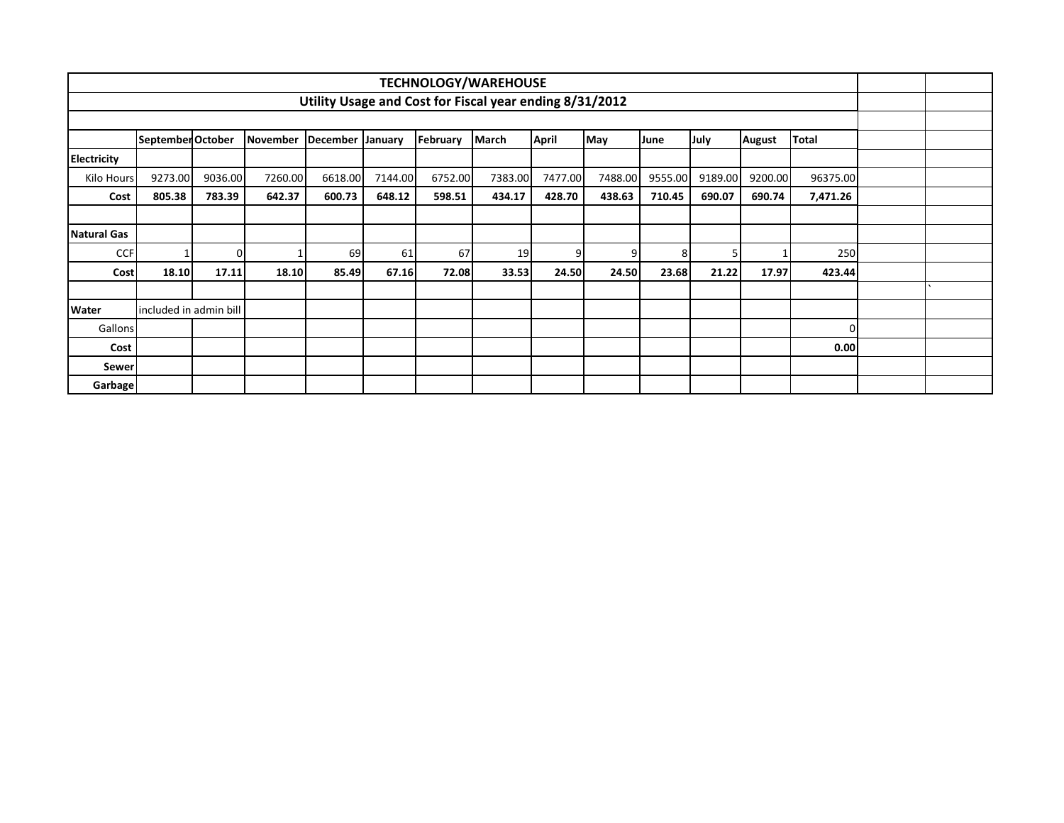| TECHNOLOGY/WAREHOUSE | | | | | | | | | | | | | | | |
|---|---|---|---|---|---|---|---|---|---|---|---|---|---|---|---|
| Utility Usage and Cost for Fiscal year ending 8/31/2012 | | | | | | | | | | | | | | | |
| | | | | | | | | | | | | | | | |
| | September | October | November | December | January | February | March | April | May | June | July | August | Total | | |
| **Electricity** | | | | | | | | | | | | | | | |
| Kilo Hours | 9273.00 | 9036.00 | 7260.00 | 6618.00 | 7144.00 | 6752.00 | 7383.00 | 7477.00 | 7488.00 | 9555.00 | 9189.00 | 9200.00 | 96375.00 | | |
| **Cost** | **805.38** | **783.39** | **642.37** | **600.73** | **648.12** | **598.51** | **434.17** | **428.70** | **438.63** | **710.45** | **690.07** | **690.74** | **7,471.26** | | |
| | | | | | | | | | | | | | | | |
| **Natural Gas** | | | | | | | | | | | | | | | |
| CCF | 1 | 0 | 1 | 69 | 61 | 67 | 19 | 9 | 9 | 8 | 5 | 1 | 250 | | |
| **Cost** | **18.10** | **17.11** | **18.10** | **85.49** | **67.16** | **72.08** | **33.53** | **24.50** | **24.50** | **23.68** | **21.22** | **17.97** | **423.44** | | |
| | | | | | | | | | | | | | | | ` |
| **Water** | included in admin bill | | | | | | | | | | | | | | |
| Gallons | | | | | | | | | | | | | 0 | | |
| **Cost** | | | | | | | | | | | | | **0.00** | | |
| **Sewer** | | | | | | | | | | | | | | | |
| **Garbage** | | | | | | | | | | | | | | | |